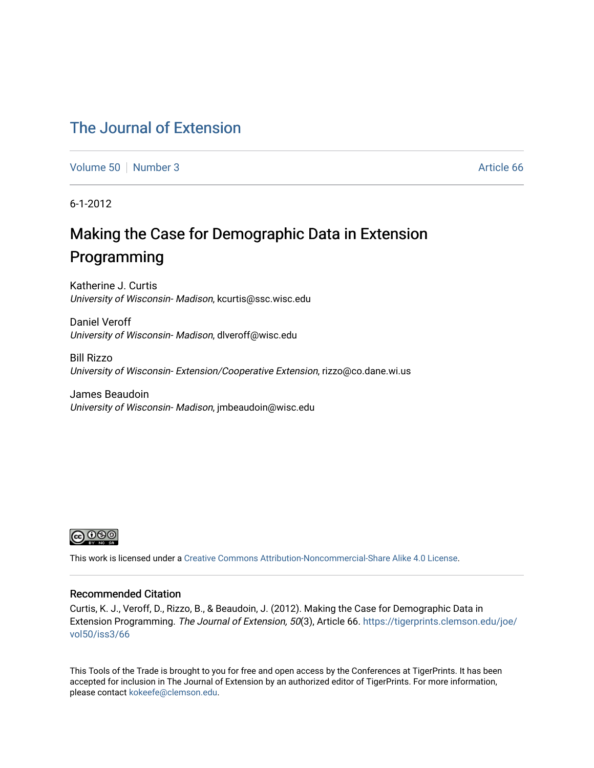# The Journal of Extension

Volume 50 | Number 3 | Article 66

6-1-2012

## Making the Case for Demographic Data in Extension Programming

Katherine J. Curtis
*University of Wisconsin- Madison*, kcurtis@ssc.wisc.edu

Daniel Veroff
*University of Wisconsin- Madison*, dlveroff@wisc.edu

Bill Rizzo
*University of Wisconsin- Extension/Cooperative Extension*, rizzo@co.dane.wi.us

James Beaudoin
*University of Wisconsin- Madison*, jmbeaudoin@wisc.edu

This work is licensed under a Creative Commons Attribution-Noncommercial-Share Alike 4.0 License.

### Recommended Citation

Curtis, K. J., Veroff, D., Rizzo, B., & Beaudoin, J. (2012). Making the Case for Demographic Data in Extension Programming. *The Journal of Extension, 50*(3), Article 66. https://tigerprints.clemson.edu/joe/vol50/iss3/66

This Tools of the Trade is brought to you for free and open access by the Conferences at TigerPrints. It has been accepted for inclusion in The Journal of Extension by an authorized editor of TigerPrints. For more information, please contact kokeefe@clemson.edu.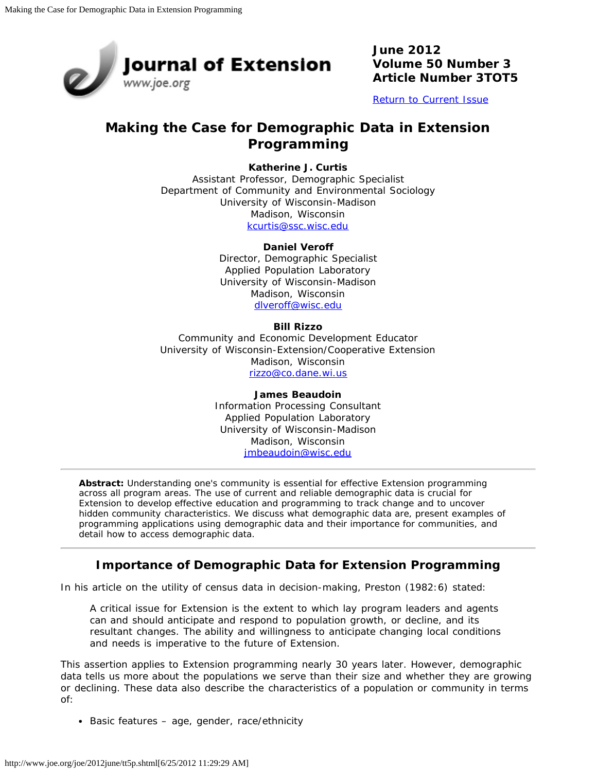# Making the Case for Demographic Data in Extension Programming

**Katherine J. Curtis**
Assistant Professor, Demographic Specialist
Department of Community and Environmental Sociology
University of Wisconsin-Madison
Madison, Wisconsin
kcurtis@ssc.wisc.edu

**Daniel Veroff**
Director, Demographic Specialist
Applied Population Laboratory
University of Wisconsin-Madison
Madison, Wisconsin
dlveroff@wisc.edu

**Bill Rizzo**
Community and Economic Development Educator
University of Wisconsin-Extension/Cooperative Extension
Madison, Wisconsin
rizzo@co.dane.wi.us

**James Beaudoin**
Information Processing Consultant
Applied Population Laboratory
University of Wisconsin-Madison
Madison, Wisconsin
jmbeaudoin@wisc.edu

---

**Abstract:** Understanding one's community is essential for effective Extension programming across all program areas. The use of current and reliable demographic data is crucial for Extension to develop effective education and programming to track change and to uncover hidden community characteristics. We discuss what demographic data are, present examples of programming applications using demographic data and their importance for communities, and detail how to access demographic data.

---

## Importance of Demographic Data for Extension Programming

In his article on the utility of census data in decision-making, Preston (1982:6) stated:

> A critical issue for Extension is the extent to which lay program leaders and agents can and should anticipate and respond to population growth, or decline, and its resultant changes. The ability and willingness to anticipate changing local conditions and needs is imperative to the future of Extension.

This assertion applies to Extension programming nearly 30 years later. However, demographic data tells us more about the populations we serve than their size and whether they are growing or declining. These data also describe the characteristics of a population or community in terms of:

- Basic features – age, gender, race/ethnicity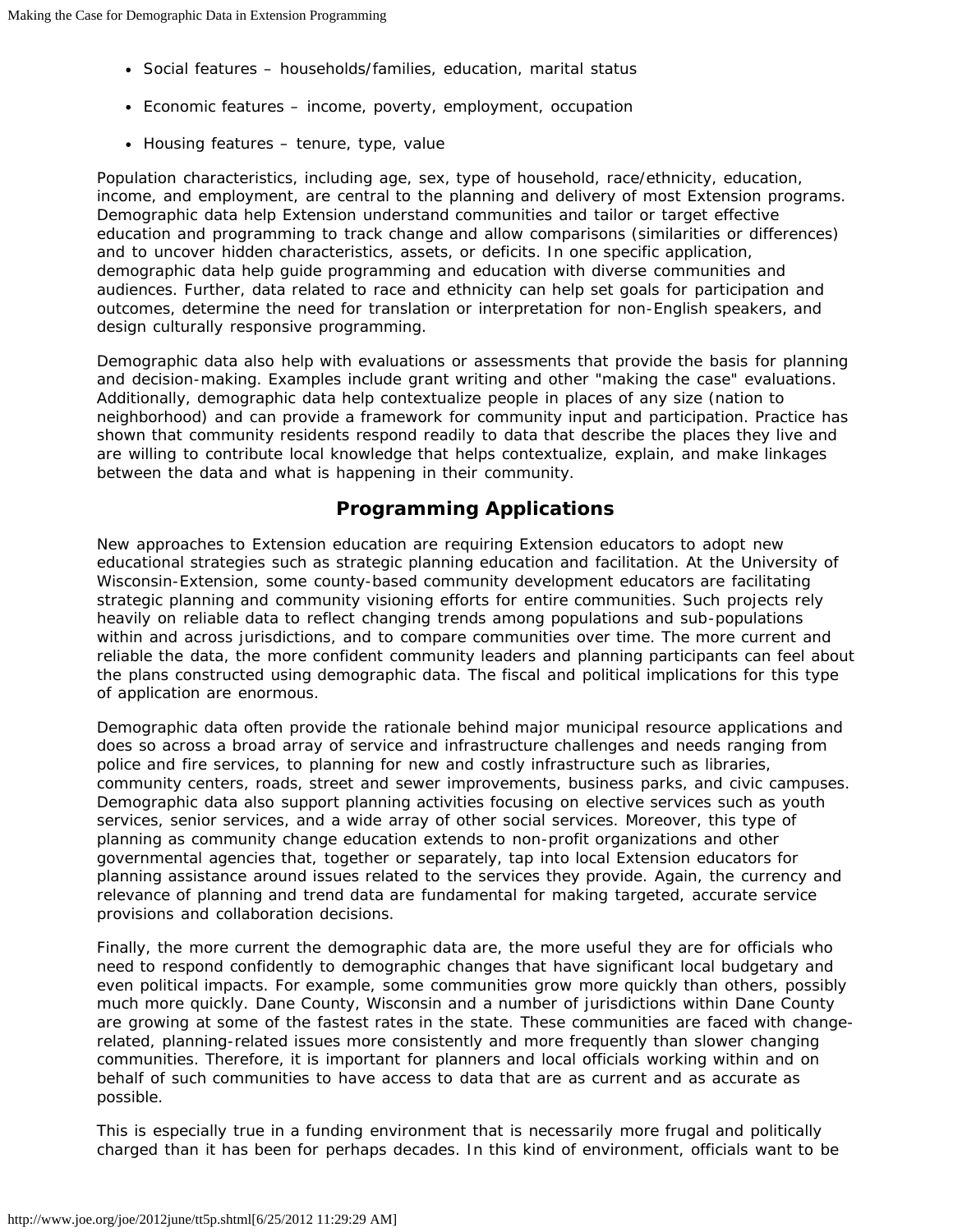- Social features – households/families, education, marital status
- Economic features – income, poverty, employment, occupation
- Housing features – tenure, type, value

Population characteristics, including age, sex, type of household, race/ethnicity, education, income, and employment, are central to the planning and delivery of most Extension programs. Demographic data help Extension understand communities and tailor or target effective education and programming to track change and allow comparisons (similarities or differences) and to uncover hidden characteristics, assets, or deficits. In one specific application, demographic data help guide programming and education with diverse communities and audiences. Further, data related to race and ethnicity can help set goals for participation and outcomes, determine the need for translation or interpretation for non-English speakers, and design culturally responsive programming.

Demographic data also help with evaluations or assessments that provide the basis for planning and decision-making. Examples include grant writing and other "making the case" evaluations. Additionally, demographic data help contextualize people in places of any size (nation to neighborhood) and can provide a framework for community input and participation. Practice has shown that community residents respond readily to data that describe the places they live and are willing to contribute local knowledge that helps contextualize, explain, and make linkages between the data and what is happening in their community.

## Programming Applications

New approaches to Extension education are requiring Extension educators to adopt new educational strategies such as strategic planning education and facilitation. At the University of Wisconsin-Extension, some county-based community development educators are facilitating strategic planning and community visioning efforts for entire communities. Such projects rely heavily on reliable data to reflect changing trends among populations and sub-populations within and across jurisdictions, and to compare communities over time. The more current and reliable the data, the more confident community leaders and planning participants can feel about the plans constructed using demographic data. The fiscal and political implications for this type of application are enormous.

Demographic data often provide the rationale behind major municipal resource applications and does so across a broad array of service and infrastructure challenges and needs ranging from police and fire services, to planning for new and costly infrastructure such as libraries, community centers, roads, street and sewer improvements, business parks, and civic campuses. Demographic data also support planning activities focusing on elective services such as youth services, senior services, and a wide array of other social services. Moreover, this type of planning as community change education extends to non-profit organizations and other governmental agencies that, together or separately, tap into local Extension educators for planning assistance around issues related to the services they provide. Again, the currency and relevance of planning and trend data are fundamental for making targeted, accurate service provisions and collaboration decisions.

Finally, the more current the demographic data are, the more useful they are for officials who need to respond confidently to demographic changes that have significant local budgetary and even political impacts. For example, some communities grow more quickly than others, possibly much more quickly. Dane County, Wisconsin and a number of jurisdictions within Dane County are growing at some of the fastest rates in the state. These communities are faced with change-related, planning-related issues more consistently and more frequently than slower changing communities. Therefore, it is important for planners and local officials working within and on behalf of such communities to have access to data that are as current and as accurate as possible.

This is especially true in a funding environment that is necessarily more frugal and politically charged than it has been for perhaps decades. In this kind of environment, officials want to be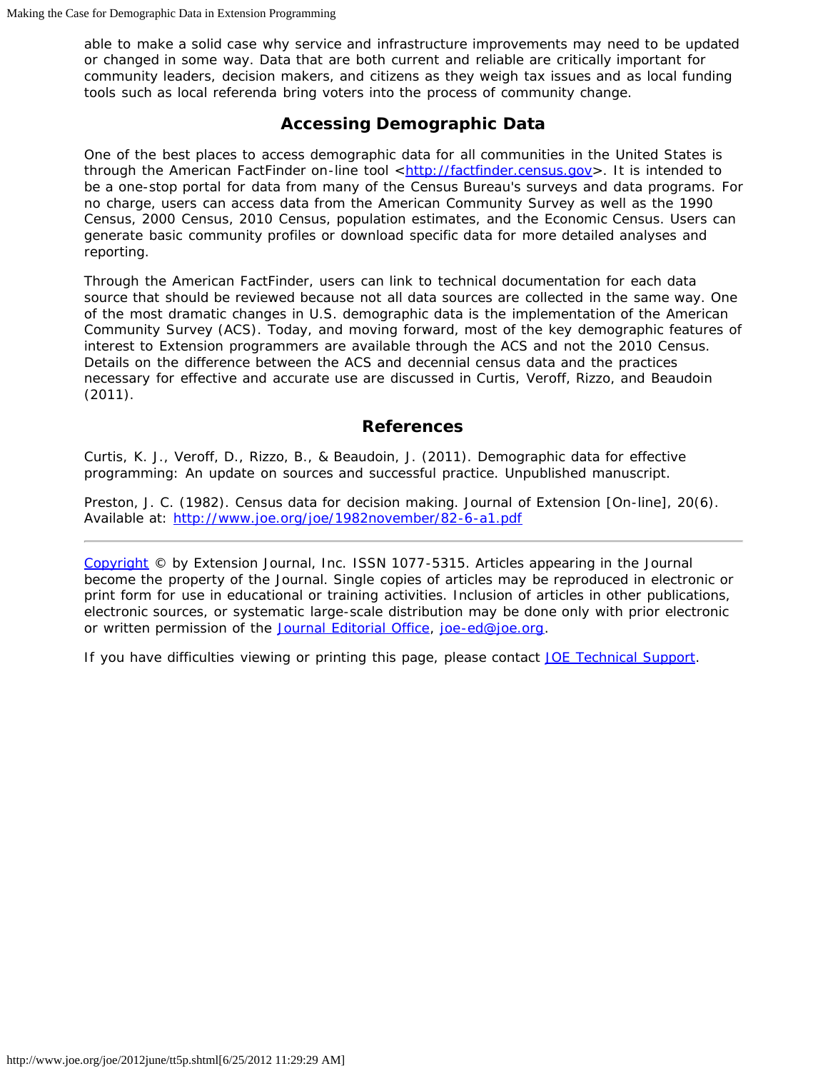able to make a solid case why service and infrastructure improvements may need to be updated or changed in some way. Data that are both current and reliable are critically important for community leaders, decision makers, and citizens as they weigh tax issues and as local funding tools such as local referenda bring voters into the process of community change.

## Accessing Demographic Data

One of the best places to access demographic data for all communities in the United States is through the American FactFinder on-line tool <http://factfinder.census.gov>. It is intended to be a one-stop portal for data from many of the Census Bureau's surveys and data programs. For no charge, users can access data from the American Community Survey as well as the 1990 Census, 2000 Census, 2010 Census, population estimates, and the Economic Census. Users can generate basic community profiles or download specific data for more detailed analyses and reporting.

Through the American FactFinder, users can link to technical documentation for each data source that should be reviewed because not all data sources are collected in the same way. One of the most dramatic changes in U.S. demographic data is the implementation of the American Community Survey (ACS). Today, and moving forward, most of the key demographic features of interest to Extension programmers are available through the ACS and not the 2010 Census. Details on the difference between the ACS and decennial census data and the practices necessary for effective and accurate use are discussed in Curtis, Veroff, Rizzo, and Beaudoin (2011).

## References

Curtis, K. J., Veroff, D., Rizzo, B., & Beaudoin, J. (2011). Demographic data for effective programming: An update on sources and successful practice. Unpublished manuscript.

Preston, J. C. (1982). Census data for decision making. Journal of Extension [On-line], 20(6). Available at: http://www.joe.org/joe/1982november/82-6-a1.pdf

---

Copyright © by Extension Journal, Inc. ISSN 1077-5315. Articles appearing in the Journal become the property of the Journal. Single copies of articles may be reproduced in electronic or print form for use in educational or training activities. Inclusion of articles in other publications, electronic sources, or systematic large-scale distribution may be done only with prior electronic or written permission of the Journal Editorial Office, joe-ed@joe.org.

If you have difficulties viewing or printing this page, please contact JOE Technical Support.